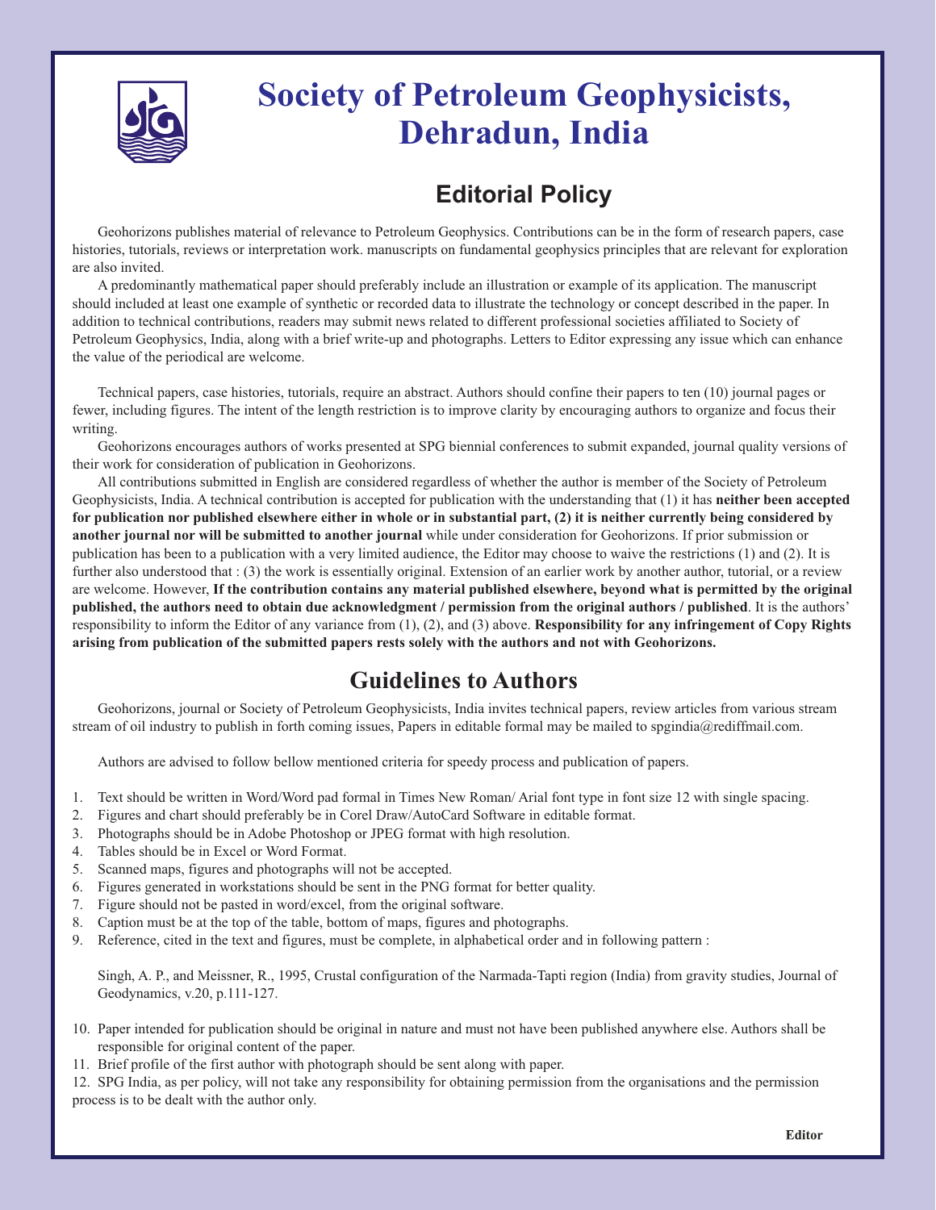# Society of Petroleum Geophysicists, Dehradun, India

## Editorial Policy

Geohorizons publishes material of relevance to Petroleum Geophysics. Contributions can be in the form of research papers, case histories, tutorials, reviews or interpretation work. manuscripts on fundamental geophysics principles that are relevant for exploration are also invited.

A predominantly mathematical paper should preferably include an illustration or example of its application. The manuscript should included at least one example of synthetic or recorded data to illustrate the technology or concept described in the paper. In addition to technical contributions, readers may submit news related to different professional societies affiliated to Society of Petroleum Geophysics, India, along with a brief write-up and photographs. Letters to Editor expressing any issue which can enhance the value of the periodical are welcome.

Technical papers, case histories, tutorials, require an abstract. Authors should confine their papers to ten (10) journal pages or fewer, including figures. The intent of the length restriction is to improve clarity by encouraging authors to organize and focus their writing.

Geohorizons encourages authors of works presented at SPG biennial conferences to submit expanded, journal quality versions of their work for consideration of publication in Geohorizons.

All contributions submitted in English are considered regardless of whether the author is member of the Society of Petroleum Geophysicists, India. A technical contribution is accepted for publication with the understanding that (1) it has **neither been accepted for publication nor published elsewhere either in whole or in substantial part, (2) it is neither currently being considered by another journal nor will be submitted to another journal** while under consideration for Geohorizons. If prior submission or publication has been to a publication with a very limited audience, the Editor may choose to waive the restrictions (1) and (2). It is further also understood that : (3) the work is essentially original. Extension of an earlier work by another author, tutorial, or a review are welcome. However, **If the contribution contains any material published elsewhere, beyond what is permitted by the original published, the authors need to obtain due acknowledgment / permission from the original authors / published**. It is the authors' responsibility to inform the Editor of any variance from (1), (2), and (3) above. **Responsibility for any infringement of Copy Rights arising from publication of the submitted papers rests solely with the authors and not with Geohorizons.**

## Guidelines to Authors

Geohorizons, journal or Society of Petroleum Geophysicists, India invites technical papers, review articles from various stream stream of oil industry to publish in forth coming issues, Papers in editable formal may be mailed to spgindia@rediffmail.com.

Authors are advised to follow bellow mentioned criteria for speedy process and publication of papers.

1. Text should be written in Word/Word pad formal in Times New Roman/ Arial font type in font size 12 with single spacing.
2. Figures and chart should preferably be in Corel Draw/AutoCard Software in editable format.
3. Photographs should be in Adobe Photoshop or JPEG format with high resolution.
4. Tables should be in Excel or Word Format.
5. Scanned maps, figures and photographs will not be accepted.
6. Figures generated in workstations should be sent in the PNG format for better quality.
7. Figure should not be pasted in word/excel, from the original software.
8. Caption must be at the top of the table, bottom of maps, figures and photographs.
9. Reference, cited in the text and figures, must be complete, in alphabetical order and in following pattern :

   Singh, A. P., and Meissner, R., 1995, Crustal configuration of the Narmada-Tapti region (India) from gravity studies, Journal of Geodynamics, v.20, p.111-127.

10. Paper intended for publication should be original in nature and must not have been published anywhere else. Authors shall be responsible for original content of the paper.
11. Brief profile of the first author with photograph should be sent along with paper.
12. SPG India, as per policy, will not take any responsibility for obtaining permission from the organisations and the permission process is to be dealt with the author only.

**Editor**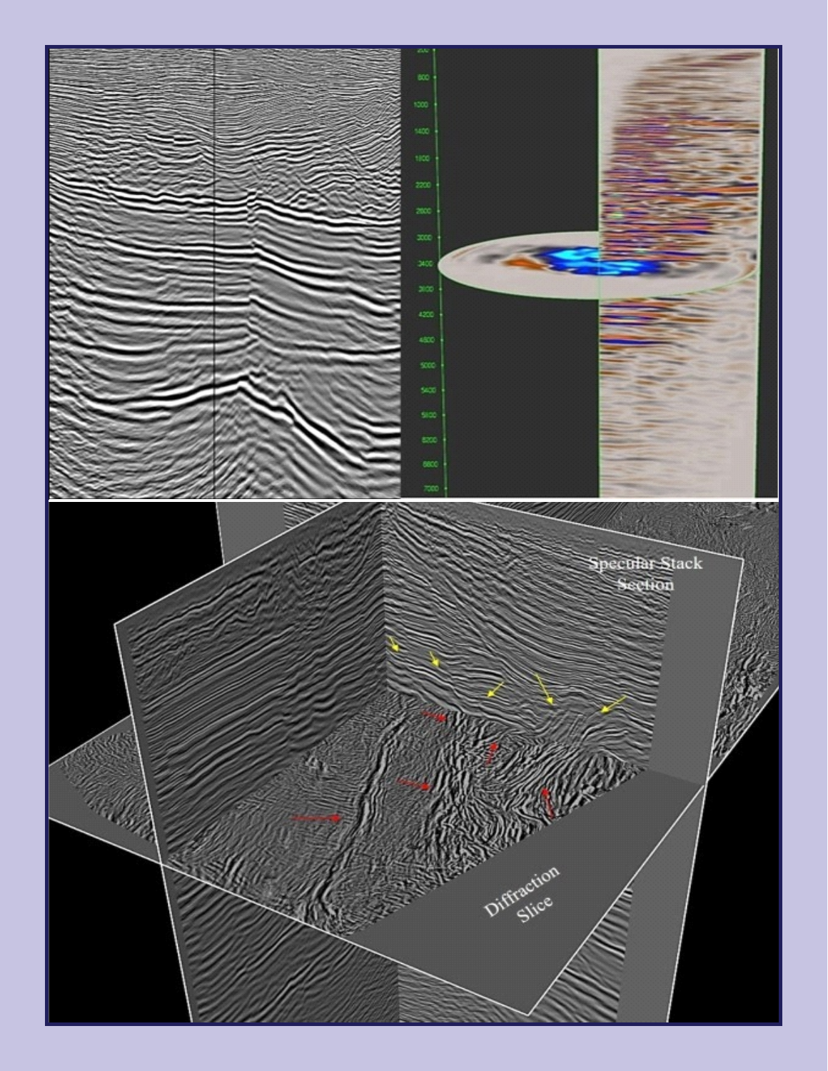Specular Stack Section

Diffraction Slice